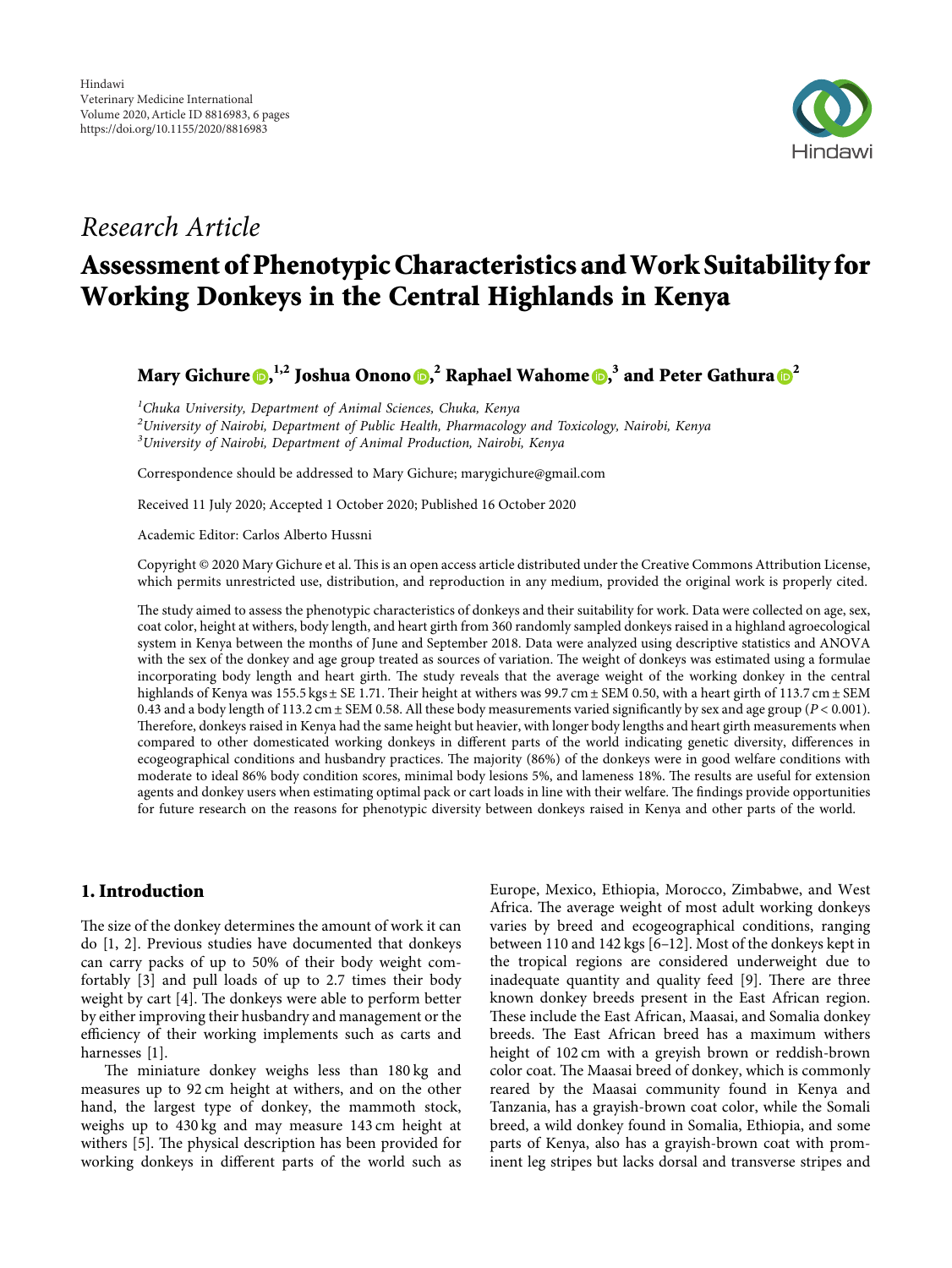Hindawi
Veterinary Medicine International
Volume 2020, Article ID 8816983, 6 pages
https://doi.org/10.1155/2020/8816983

*Research Article*

# Assessment of Phenotypic Characteristics and Work Suitability for Working Donkeys in the Central Highlands in Kenya

**Mary Gichure ,[1,2] Joshua Onono ,[2] Raphael Wahome ,[3] and Peter Gathura [2]**

[1] *Chuka University, Department of Animal Sciences, Chuka, Kenya*
[2] *University of Nairobi, Department of Public Health, Pharmacology and Toxicology, Nairobi, Kenya*
[3] *University of Nairobi, Department of Animal Production, Nairobi, Kenya*

Correspondence should be addressed to Mary Gichure; marygichure@gmail.com

Received 11 July 2020; Accepted 1 October 2020; Published 16 October 2020

Academic Editor: Carlos Alberto Hussni

Copyright © 2020 Mary Gichure et al. This is an open access article distributed under the Creative Commons Attribution License, which permits unrestricted use, distribution, and reproduction in any medium, provided the original work is properly cited.

The study aimed to assess the phenotypic characteristics of donkeys and their suitability for work. Data were collected on age, sex, coat color, height at withers, body length, and heart girth from 360 randomly sampled donkeys raised in a highland agroecological system in Kenya between the months of June and September 2018. Data were analyzed using descriptive statistics and ANOVA with the sex of the donkey and age group treated as sources of variation. The weight of donkeys was estimated using a formulae incorporating body length and heart girth. The study reveals that the average weight of the working donkey in the central highlands of Kenya was 155.5 kgs ± SE 1.71. Their height at withers was 99.7 cm ± SEM 0.50, with a heart girth of 113.7 cm ± SEM 0.43 and a body length of 113.2 cm ± SEM 0.58. All these body measurements varied significantly by sex and age group ($P < 0.001$). Therefore, donkeys raised in Kenya had the same height but heavier, with longer body lengths and heart girth measurements when compared to other domesticated working donkeys in different parts of the world indicating genetic diversity, differences in ecogeographical conditions and husbandry practices. The majority (86%) of the donkeys were in good welfare conditions with moderate to ideal 86% body condition scores, minimal body lesions 5%, and lameness 18%. The results are useful for extension agents and donkey users when estimating optimal pack or cart loads in line with their welfare. The findings provide opportunities for future research on the reasons for phenotypic diversity between donkeys raised in Kenya and other parts of the world.

## 1. Introduction

The size of the donkey determines the amount of work it can do [1, 2]. Previous studies have documented that donkeys can carry packs of up to 50% of their body weight comfortably [3] and pull loads of up to 2.7 times their body weight by cart [4]. The donkeys were able to perform better by either improving their husbandry and management or the efficiency of their working implements such as carts and harnesses [1].

The miniature donkey weighs less than 180 kg and measures up to 92 cm height at withers, and on the other hand, the largest type of donkey, the mammoth stock, weighs up to 430 kg and may measure 143 cm height at withers [5]. The physical description has been provided for working donkeys in different parts of the world such as Europe, Mexico, Ethiopia, Morocco, Zimbabwe, and West Africa. The average weight of most adult working donkeys varies by breed and ecogeographical conditions, ranging between 110 and 142 kgs [6–12]. Most of the donkeys kept in the tropical regions are considered underweight due to inadequate quantity and quality feed [9]. There are three known donkey breeds present in the East African region. These include the East African, Maasai, and Somalia donkey breeds. The East African breed has a maximum withers height of 102 cm with a greyish brown or reddish-brown color coat. The Maasai breed of donkey, which is commonly reared by the Maasai community found in Kenya and Tanzania, has a grayish-brown coat color, while the Somali breed, a wild donkey found in Somalia, Ethiopia, and some parts of Kenya, also has a grayish-brown coat with prominent leg stripes but lacks dorsal and transverse stripes and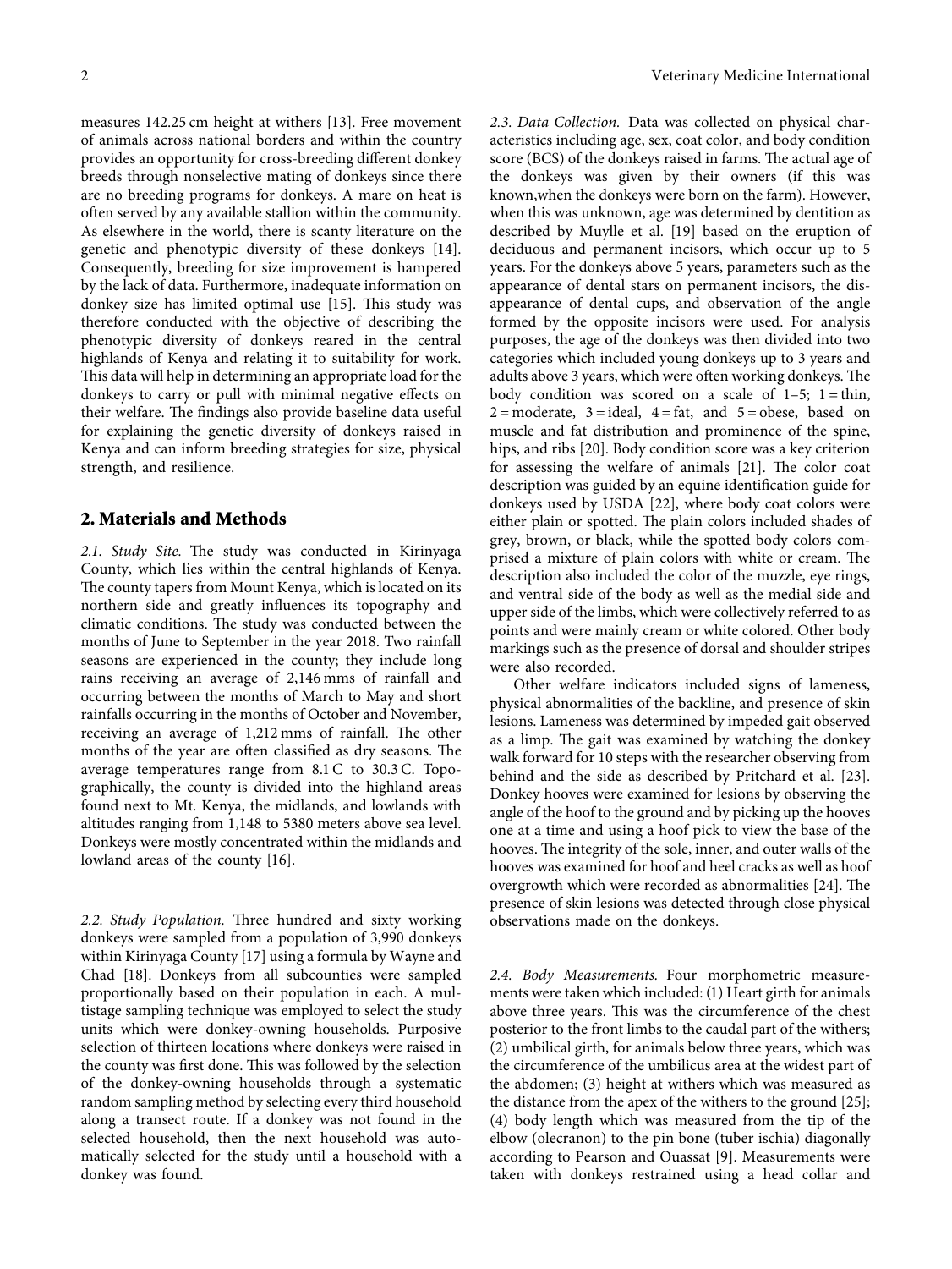measures 142.25 cm height at withers [13]. Free movement of animals across national borders and within the country provides an opportunity for cross-breeding different donkey breeds through nonselective mating of donkeys since there are no breeding programs for donkeys. A mare on heat is often served by any available stallion within the community. As elsewhere in the world, there is scanty literature on the genetic and phenotypic diversity of these donkeys [14]. Consequently, breeding for size improvement is hampered by the lack of data. Furthermore, inadequate information on donkey size has limited optimal use [15]. This study was therefore conducted with the objective of describing the phenotypic diversity of donkeys reared in the central highlands of Kenya and relating it to suitability for work. This data will help in determining an appropriate load for the donkeys to carry or pull with minimal negative effects on their welfare. The findings also provide baseline data useful for explaining the genetic diversity of donkeys raised in Kenya and can inform breeding strategies for size, physical strength, and resilience.

## 2. Materials and Methods

*2.1. Study Site.* The study was conducted in Kirinyaga County, which lies within the central highlands of Kenya. The county tapers from Mount Kenya, which is located on its northern side and greatly influences its topography and climatic conditions. The study was conducted between the months of June to September in the year 2018. Two rainfall seasons are experienced in the county; they include long rains receiving an average of 2,146 mms of rainfall and occurring between the months of March to May and short rainfalls occurring in the months of October and November, receiving an average of 1,212 mms of rainfall. The other months of the year are often classified as dry seasons. The average temperatures range from 8.1 C to 30.3 C. Topographically, the county is divided into the highland areas found next to Mt. Kenya, the midlands, and lowlands with altitudes ranging from 1,148 to 5380 meters above sea level. Donkeys were mostly concentrated within the midlands and lowland areas of the county [16].

*2.2. Study Population.* Three hundred and sixty working donkeys were sampled from a population of 3,990 donkeys within Kirinyaga County [17] using a formula by Wayne and Chad [18]. Donkeys from all subcounties were sampled proportionally based on their population in each. A multistage sampling technique was employed to select the study units which were donkey-owning households. Purposive selection of thirteen locations where donkeys were raised in the county was first done. This was followed by the selection of the donkey-owning households through a systematic random sampling method by selecting every third household along a transect route. If a donkey was not found in the selected household, then the next household was automatically selected for the study until a household with a donkey was found.

*2.3. Data Collection.* Data was collected on physical characteristics including age, sex, coat color, and body condition score (BCS) of the donkeys raised in farms. The actual age of the donkeys was given by their owners (if this was known,when the donkeys were born on the farm). However, when this was unknown, age was determined by dentition as described by Muylle et al. [19] based on the eruption of deciduous and permanent incisors, which occur up to 5 years. For the donkeys above 5 years, parameters such as the appearance of dental stars on permanent incisors, the disappearance of dental cups, and observation of the angle formed by the opposite incisors were used. For analysis purposes, the age of the donkeys was then divided into two categories which included young donkeys up to 3 years and adults above 3 years, which were often working donkeys. The body condition was scored on a scale of 1–5; 1 = thin, 2 = moderate, 3 = ideal, 4 = fat, and 5 = obese, based on muscle and fat distribution and prominence of the spine, hips, and ribs [20]. Body condition score was a key criterion for assessing the welfare of animals [21]. The color coat description was guided by an equine identification guide for donkeys used by USDA [22], where body coat colors were either plain or spotted. The plain colors included shades of grey, brown, or black, while the spotted body colors comprised a mixture of plain colors with white or cream. The description also included the color of the muzzle, eye rings, and ventral side of the body as well as the medial side and upper side of the limbs, which were collectively referred to as points and were mainly cream or white colored. Other body markings such as the presence of dorsal and shoulder stripes were also recorded.

Other welfare indicators included signs of lameness, physical abnormalities of the backline, and presence of skin lesions. Lameness was determined by impeded gait observed as a limp. The gait was examined by watching the donkey walk forward for 10 steps with the researcher observing from behind and the side as described by Pritchard et al. [23]. Donkey hooves were examined for lesions by observing the angle of the hoof to the ground and by picking up the hooves one at a time and using a hoof pick to view the base of the hooves. The integrity of the sole, inner, and outer walls of the hooves was examined for hoof and heel cracks as well as hoof overgrowth which were recorded as abnormalities [24]. The presence of skin lesions was detected through close physical observations made on the donkeys.

*2.4. Body Measurements.* Four morphometric measurements were taken which included: (1) Heart girth for animals above three years. This was the circumference of the chest posterior to the front limbs to the caudal part of the withers; (2) umbilical girth, for animals below three years, which was the circumference of the umbilicus area at the widest part of the abdomen; (3) height at withers which was measured as the distance from the apex of the withers to the ground [25]; (4) body length which was measured from the tip of the elbow (olecranon) to the pin bone (tuber ischia) diagonally according to Pearson and Ouassat [9]. Measurements were taken with donkeys restrained using a head collar and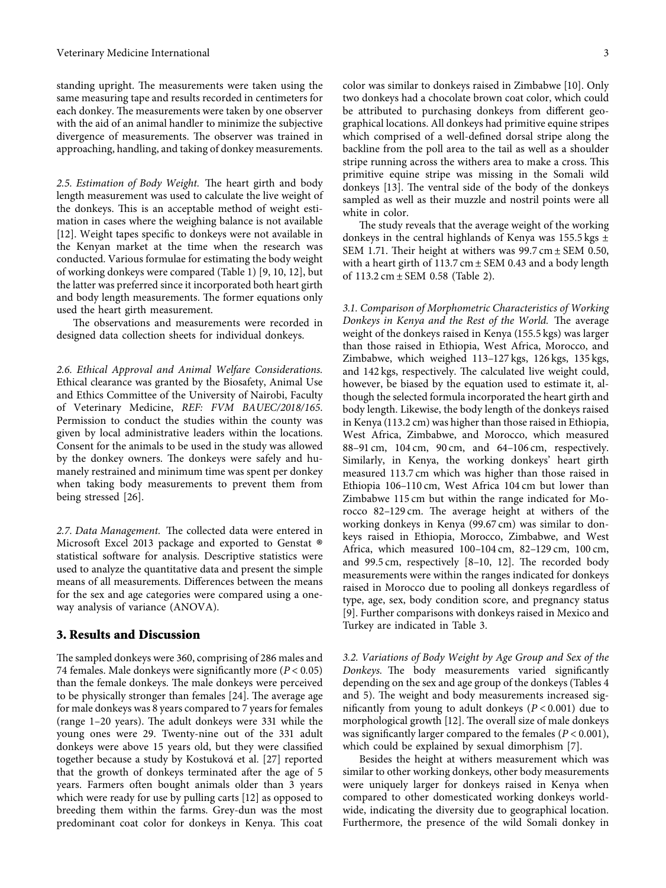standing upright. The measurements were taken using the same measuring tape and results recorded in centimeters for each donkey. The measurements were taken by one observer with the aid of an animal handler to minimize the subjective divergence of measurements. The observer was trained in approaching, handling, and taking of donkey measurements.

*2.5. Estimation of Body Weight.* The heart girth and body length measurement was used to calculate the live weight of the donkeys. This is an acceptable method of weight estimation in cases where the weighing balance is not available [12]. Weight tapes specific to donkeys were not available in the Kenyan market at the time when the research was conducted. Various formulae for estimating the body weight of working donkeys were compared (Table 1) [9, 10, 12], but the latter was preferred since it incorporated both heart girth and body length measurements. The former equations only used the heart girth measurement.

The observations and measurements were recorded in designed data collection sheets for individual donkeys.

*2.6. Ethical Approval and Animal Welfare Considerations.* Ethical clearance was granted by the Biosafety, Animal Use and Ethics Committee of the University of Nairobi, Faculty of Veterinary Medicine, *REF: FVM BAUEC/2018/165*. Permission to conduct the studies within the county was given by local administrative leaders within the locations. Consent for the animals to be used in the study was allowed by the donkey owners. The donkeys were safely and humanely restrained and minimum time was spent per donkey when taking body measurements to prevent them from being stressed [26].

*2.7. Data Management.* The collected data were entered in Microsoft Excel 2013 package and exported to Genstat ® statistical software for analysis. Descriptive statistics were used to analyze the quantitative data and present the simple means of all measurements. Differences between the means for the sex and age categories were compared using a one-way analysis of variance (ANOVA).

## 3. Results and Discussion

The sampled donkeys were 360, comprising of 286 males and 74 females. Male donkeys were significantly more ($P < 0.05$) than the female donkeys. The male donkeys were perceived to be physically stronger than females [24]. The average age for male donkeys was 8 years compared to 7 years for females (range 1–20 years). The adult donkeys were 331 while the young ones were 29. Twenty-nine out of the 331 adult donkeys were above 15 years old, but they were classified together because a study by Kostuková et al. [27] reported that the growth of donkeys terminated after the age of 5 years. Farmers often bought animals older than 3 years which were ready for use by pulling carts [12] as opposed to breeding them within the farms. Grey-dun was the most predominant coat color for donkeys in Kenya. This coat color was similar to donkeys raised in Zimbabwe [10]. Only two donkeys had a chocolate brown coat color, which could be attributed to purchasing donkeys from different geographical locations. All donkeys had primitive equine stripes which comprised of a well-defined dorsal stripe along the backline from the poll area to the tail as well as a shoulder stripe running across the withers area to make a cross. This primitive equine stripe was missing in the Somali wild donkeys [13]. The ventral side of the body of the donkeys sampled as well as their muzzle and nostril points were all white in color.

The study reveals that the average weight of the working donkeys in the central highlands of Kenya was 155.5 kgs ± SEM 1.71. Their height at withers was 99.7 cm ± SEM 0.50, with a heart girth of 113.7 cm ± SEM 0.43 and a body length of 113.2 cm ± SEM 0.58 (Table 2).

*3.1. Comparison of Morphometric Characteristics of Working Donkeys in Kenya and the Rest of the World.* The average weight of the donkeys raised in Kenya (155.5 kgs) was larger than those raised in Ethiopia, West Africa, Morocco, and Zimbabwe, which weighed 113–127 kgs, 126 kgs, 135 kgs, and 142 kgs, respectively. The calculated live weight could, however, be biased by the equation used to estimate it, although the selected formula incorporated the heart girth and body length. Likewise, the body length of the donkeys raised in Kenya (113.2 cm) was higher than those raised in Ethiopia, West Africa, Zimbabwe, and Morocco, which measured 88–91 cm, 104 cm, 90 cm, and 64–106 cm, respectively. Similarly, in Kenya, the working donkeys' heart girth measured 113.7 cm which was higher than those raised in Ethiopia 106–110 cm, West Africa 104 cm but lower than Zimbabwe 115 cm but within the range indicated for Morocco 82–129 cm. The average height at withers of the working donkeys in Kenya (99.67 cm) was similar to donkeys raised in Ethiopia, Morocco, Zimbabwe, and West Africa, which measured 100–104 cm, 82–129 cm, 100 cm, and 99.5 cm, respectively [8–10, 12]. The recorded body measurements were within the ranges indicated for donkeys raised in Morocco due to pooling all donkeys regardless of type, age, sex, body condition score, and pregnancy status [9]. Further comparisons with donkeys raised in Mexico and Turkey are indicated in Table 3.

*3.2. Variations of Body Weight by Age Group and Sex of the Donkeys.* The body measurements varied significantly depending on the sex and age group of the donkeys (Tables 4 and 5). The weight and body measurements increased significantly from young to adult donkeys ($P < 0.001$) due to morphological growth [12]. The overall size of male donkeys was significantly larger compared to the females ($P < 0.001$), which could be explained by sexual dimorphism [7].

Besides the height at withers measurement which was similar to other working donkeys, other body measurements were uniquely larger for donkeys raised in Kenya when compared to other domesticated working donkeys worldwide, indicating the diversity due to geographical location. Furthermore, the presence of the wild Somali donkey in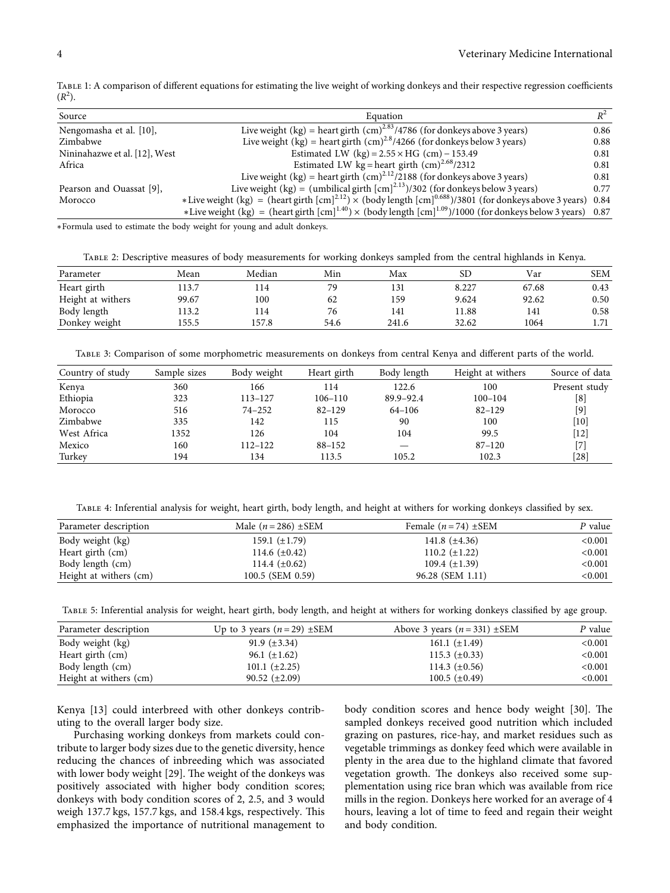Table 1: A comparison of different equations for estimating the live weight of working donkeys and their respective regression coefficients ($R^2$).

| Source | Equation | $R^2$ |
|---|---|---|
| Nengomasha et al. [10], Zimbabwe | Live weight (kg) = heart girth (cm)$^{2.83}$/4786 (for donkeys above 3 years) | 0.86 |
| | Live weight (kg) = heart girth (cm)$^{2.8}$/4266 (for donkeys below 3 years) | 0.88 |
| Nininahazwe et al. [12], West Africa | Estimated LW (kg) = 2.55 × HG (cm) − 153.49 | 0.81 |
| | Estimated LW kg = heart girth (cm)$^{2.68}$/2312 | 0.81 |
| Pearson and Ouassat [9], Morocco | Live weight (kg) = heart girth (cm)$^{2.12}$/2188 (for donkeys above 3 years) | 0.81 |
| | Live weight (kg) = (umbilical girth [cm]$^{2.13}$)/302 (for donkeys below 3 years) | 0.77 |
| | *Live weight (kg) = (heart girth [cm]$^{2.12}$) × (body length [cm]$^{0.688}$)/3801 (for donkeys above 3 years) | 0.84 |
| | *Live weight (kg) = (heart girth [cm]$^{1.40}$) × (body length [cm]$^{1.09}$)/1000 (for donkeys below 3 years) | 0.87 |

*Formula used to estimate the body weight for young and adult donkeys.

Table 2: Descriptive measures of body measurements for working donkeys sampled from the central highlands in Kenya.

| Parameter | Mean | Median | Min | Max | SD | Var | SEM |
|---|---|---|---|---|---|---|---|
| Heart girth | 113.7 | 114 | 79 | 131 | 8.227 | 67.68 | 0.43 |
| Height at withers | 99.67 | 100 | 62 | 159 | 9.624 | 92.62 | 0.50 |
| Body length | 113.2 | 114 | 76 | 141 | 11.88 | 141 | 0.58 |
| Donkey weight | 155.5 | 157.8 | 54.6 | 241.6 | 32.62 | 1064 | 1.71 |

Table 3: Comparison of some morphometric measurements on donkeys from central Kenya and different parts of the world.

| Country of study | Sample sizes | Body weight | Heart girth | Body length | Height at withers | Source of data |
|---|---|---|---|---|---|---|
| Kenya | 360 | 166 | 114 | 122.6 | 100 | Present study |
| Ethiopia | 323 | 113–127 | 106–110 | 89.9–92.4 | 100–104 | [8] |
| Morocco | 516 | 74–252 | 82–129 | 64–106 | 82–129 | [9] |
| Zimbabwe | 335 | 142 | 115 | 90 | 100 | [10] |
| West Africa | 1352 | 126 | 104 | 104 | 99.5 | [12] |
| Mexico | 160 | 112–122 | 88–152 | — | 87–120 | [7] |
| Turkey | 194 | 134 | 113.5 | 105.2 | 102.3 | [28] |

Table 4: Inferential analysis for weight, heart girth, body length, and height at withers for working donkeys classified by sex.

| Parameter description | Male ($n = 286$) ±SEM | Female ($n = 74$) ±SEM | $P$ value |
|---|---|---|---|
| Body weight (kg) | 159.1 (±1.79) | 141.8 (±4.36) | <0.001 |
| Heart girth (cm) | 114.6 (±0.42) | 110.2 (±1.22) | <0.001 |
| Body length (cm) | 114.4 (±0.62) | 109.4 (±1.39) | <0.001 |
| Height at withers (cm) | 100.5 (SEM 0.59) | 96.28 (SEM 1.11) | <0.001 |

Table 5: Inferential analysis for weight, heart girth, body length, and height at withers for working donkeys classified by age group.

| Parameter description | Up to 3 years ($n = 29$) ±SEM | Above 3 years ($n = 331$) ±SEM | $P$ value |
|---|---|---|---|
| Body weight (kg) | 91.9 (±3.34) | 161.1 (±1.49) | <0.001 |
| Heart girth (cm) | 96.1 (±1.62) | 115.3 (±0.33) | <0.001 |
| Body length (cm) | 101.1 (±2.25) | 114.3 (±0.56) | <0.001 |
| Height at withers (cm) | 90.52 (±2.09) | 100.5 (±0.49) | <0.001 |

Kenya [13] could interbreed with other donkeys contributing to the overall larger body size.

Purchasing working donkeys from markets could contribute to larger body sizes due to the genetic diversity, hence reducing the chances of inbreeding which was associated with lower body weight [29]. The weight of the donkeys was positively associated with higher body condition scores; donkeys with body condition scores of 2, 2.5, and 3 would weigh 137.7 kgs, 157.7 kgs, and 158.4 kgs, respectively. This emphasized the importance of nutritional management to body condition scores and hence body weight [30]. The sampled donkeys received good nutrition which included grazing on pastures, rice-hay, and market residues such as vegetable trimmings as donkey feed which were available in plenty in the area due to the highland climate that favored vegetation growth. The donkeys also received some supplementation using rice bran which was available from rice mills in the region. Donkeys here worked for an average of 4 hours, leaving a lot of time to feed and regain their weight and body condition.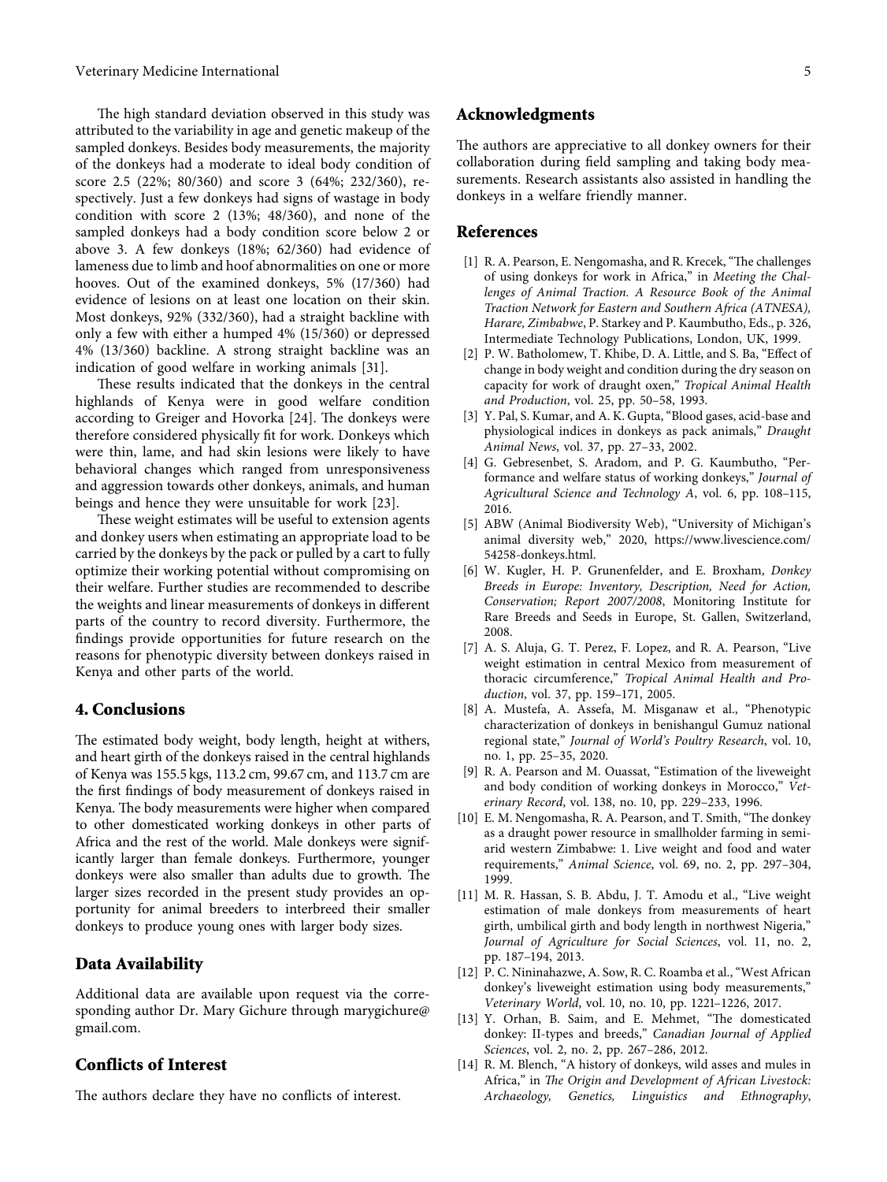The high standard deviation observed in this study was attributed to the variability in age and genetic makeup of the sampled donkeys. Besides body measurements, the majority of the donkeys had a moderate to ideal body condition of score 2.5 (22%; 80/360) and score 3 (64%; 232/360), respectively. Just a few donkeys had signs of wastage in body condition with score 2 (13%; 48/360), and none of the sampled donkeys had a body condition score below 2 or above 3. A few donkeys (18%; 62/360) had evidence of lameness due to limb and hoof abnormalities on one or more hooves. Out of the examined donkeys, 5% (17/360) had evidence of lesions on at least one location on their skin. Most donkeys, 92% (332/360), had a straight backline with only a few with either a humped 4% (15/360) or depressed 4% (13/360) backline. A strong straight backline was an indication of good welfare in working animals [31].

These results indicated that the donkeys in the central highlands of Kenya were in good welfare condition according to Greiger and Hovorka [24]. The donkeys were therefore considered physically fit for work. Donkeys which were thin, lame, and had skin lesions were likely to have behavioral changes which ranged from unresponsiveness and aggression towards other donkeys, animals, and human beings and hence they were unsuitable for work [23].

These weight estimates will be useful to extension agents and donkey users when estimating an appropriate load to be carried by the donkeys by the pack or pulled by a cart to fully optimize their working potential without compromising on their welfare. Further studies are recommended to describe the weights and linear measurements of donkeys in different parts of the country to record diversity. Furthermore, the findings provide opportunities for future research on the reasons for phenotypic diversity between donkeys raised in Kenya and other parts of the world.

## 4. Conclusions

The estimated body weight, body length, height at withers, and heart girth of the donkeys raised in the central highlands of Kenya was 155.5 kgs, 113.2 cm, 99.67 cm, and 113.7 cm are the first findings of body measurement of donkeys raised in Kenya. The body measurements were higher when compared to other domesticated working donkeys in other parts of Africa and the rest of the world. Male donkeys were significantly larger than female donkeys. Furthermore, younger donkeys were also smaller than adults due to growth. The larger sizes recorded in the present study provides an opportunity for animal breeders to interbreed their smaller donkeys to produce young ones with larger body sizes.

## Data Availability

Additional data are available upon request via the corresponding author Dr. Mary Gichure through marygichure@gmail.com.

## Conflicts of Interest

The authors declare they have no conflicts of interest.

## Acknowledgments

The authors are appreciative to all donkey owners for their collaboration during field sampling and taking body measurements. Research assistants also assisted in handling the donkeys in a welfare friendly manner.

## References

[1] R. A. Pearson, E. Nengomasha, and R. Krecek, "The challenges of using donkeys for work in Africa," in *Meeting the Challenges of Animal Traction. A Resource Book of the Animal Traction Network for Eastern and Southern Africa (ATNESA), Harare, Zimbabwe*, P. Starkey and P. Kaumbutho, Eds., p. 326, Intermediate Technology Publications, London, UK, 1999.

[2] P. W. Batholomew, T. Khibe, D. A. Little, and S. Ba, "Effect of change in body weight and condition during the dry season on capacity for work of draught oxen," *Tropical Animal Health and Production*, vol. 25, pp. 50–58, 1993.

[3] Y. Pal, S. Kumar, and A. K. Gupta, "Blood gases, acid-base and physiological indices in donkeys as pack animals," *Draught Animal News*, vol. 37, pp. 27–33, 2002.

[4] G. Gebresenbet, S. Aradom, and P. G. Kaumbutho, "Performance and welfare status of working donkeys," *Journal of Agricultural Science and Technology A*, vol. 6, pp. 108–115, 2016.

[5] ABW (Animal Biodiversity Web), "University of Michigan's animal diversity web," 2020, https://www.livescience.com/54258-donkeys.html.

[6] W. Kugler, H. P. Grunenfelder, and E. Broxham, *Donkey Breeds in Europe: Inventory, Description, Need for Action, Conservation; Report 2007/2008*, Monitoring Institute for Rare Breeds and Seeds in Europe, St. Gallen, Switzerland, 2008.

[7] A. S. Aluja, G. T. Perez, F. Lopez, and R. A. Pearson, "Live weight estimation in central Mexico from measurement of thoracic circumference," *Tropical Animal Health and Production*, vol. 37, pp. 159–171, 2005.

[8] A. Mustefa, A. Assefa, M. Misganaw et al., "Phenotypic characterization of donkeys in benishangul Gumuz national regional state," *Journal of World's Poultry Research*, vol. 10, no. 1, pp. 25–35, 2020.

[9] R. A. Pearson and M. Ouassat, "Estimation of the liveweight and body condition of working donkeys in Morocco," *Veterinary Record*, vol. 138, no. 10, pp. 229–233, 1996.

[10] E. M. Nengomasha, R. A. Pearson, and T. Smith, "The donkey as a draught power resource in smallholder farming in semi-arid western Zimbabwe: 1. Live weight and food and water requirements," *Animal Science*, vol. 69, no. 2, pp. 297–304, 1999.

[11] M. R. Hassan, S. B. Abdu, J. T. Amodu et al., "Live weight estimation of male donkeys from measurements of heart girth, umbilical girth and body length in northwest Nigeria," *Journal of Agriculture for Social Sciences*, vol. 11, no. 2, pp. 187–194, 2013.

[12] P. C. Nininahazwe, A. Sow, R. C. Roamba et al., "West African donkey's liveweight estimation using body measurements," *Veterinary World*, vol. 10, no. 10, pp. 1221–1226, 2017.

[13] Y. Orhan, B. Saim, and E. Mehmet, "The domesticated donkey: II-types and breeds," *Canadian Journal of Applied Sciences*, vol. 2, no. 2, pp. 267–286, 2012.

[14] R. M. Blench, "A history of donkeys, wild asses and mules in Africa," in *The Origin and Development of African Livestock: Archaeology, Genetics, Linguistics and Ethnography*,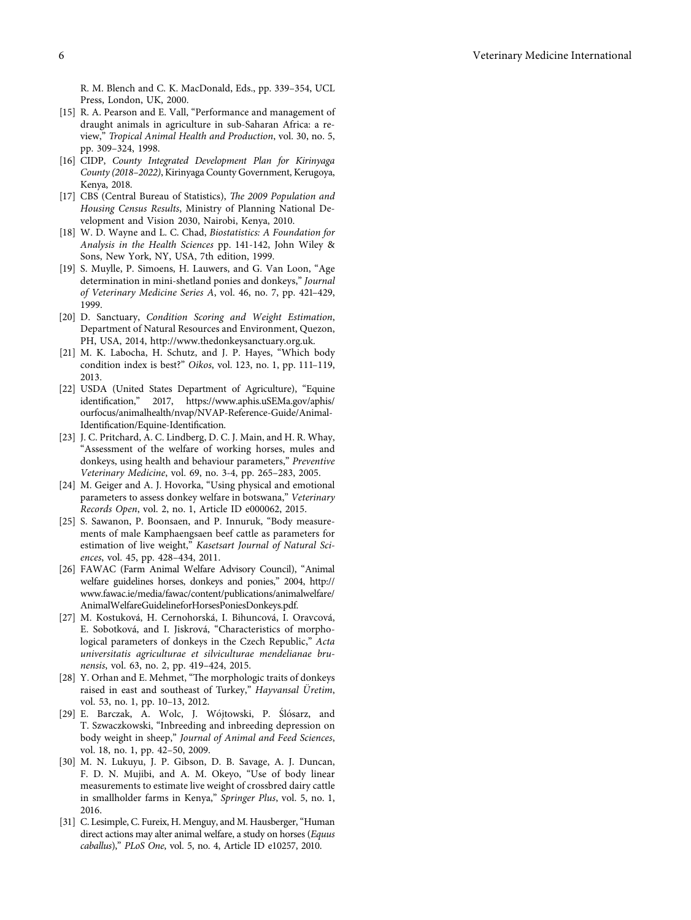R. M. Blench and C. K. MacDonald, Eds., pp. 339–354, UCL Press, London, UK, 2000.

[15] R. A. Pearson and E. Vall, "Performance and management of draught animals in agriculture in sub-Saharan Africa: a review," *Tropical Animal Health and Production*, vol. 30, no. 5, pp. 309–324, 1998.

[16] CIDP, *County Integrated Development Plan for Kirinyaga County (2018–2022)*, Kirinyaga County Government, Kerugoya, Kenya, 2018.

[17] CBS (Central Bureau of Statistics), *The 2009 Population and Housing Census Results*, Ministry of Planning National Development and Vision 2030, Nairobi, Kenya, 2010.

[18] W. D. Wayne and L. C. Chad, *Biostatistics: A Foundation for Analysis in the Health Sciences* pp. 141-142, John Wiley & Sons, New York, NY, USA, 7th edition, 1999.

[19] S. Muylle, P. Simoens, H. Lauwers, and G. Van Loon, "Age determination in mini-shetland ponies and donkeys," *Journal of Veterinary Medicine Series A*, vol. 46, no. 7, pp. 421–429, 1999.

[20] D. Sanctuary, *Condition Scoring and Weight Estimation*, Department of Natural Resources and Environment, Quezon, PH, USA, 2014, http://www.thedonkeysanctuary.org.uk.

[21] M. K. Labocha, H. Schutz, and J. P. Hayes, "Which body condition index is best?" *Oikos*, vol. 123, no. 1, pp. 111–119, 2013.

[22] USDA (United States Department of Agriculture), "Equine identification," 2017, https://www.aphis.uSEMa.gov/aphis/ourfocus/animalhealth/nvap/NVAP-Reference-Guide/Animal-Identification/Equine-Identification.

[23] J. C. Pritchard, A. C. Lindberg, D. C. J. Main, and H. R. Whay, "Assessment of the welfare of working horses, mules and donkeys, using health and behaviour parameters," *Preventive Veterinary Medicine*, vol. 69, no. 3-4, pp. 265–283, 2005.

[24] M. Geiger and A. J. Hovorka, "Using physical and emotional parameters to assess donkey welfare in botswana," *Veterinary Records Open*, vol. 2, no. 1, Article ID e000062, 2015.

[25] S. Sawanon, P. Boonsaen, and P. Innuruk, "Body measurements of male Kamphaengsaen beef cattle as parameters for estimation of live weight," *Kasetsart Journal of Natural Sciences*, vol. 45, pp. 428–434, 2011.

[26] FAWAC (Farm Animal Welfare Advisory Council), "Animal welfare guidelines horses, donkeys and ponies," 2004, http://www.fawac.ie/media/fawac/content/publications/animalwelfare/AnimalWelfareGuidelineforHorsesPoniesDonkeys.pdf.

[27] M. Kostuková, H. Cernohorská, I. Bihuncová, I. Oravcová, E. Sobotková, and I. Jiskrová, "Characteristics of morphological parameters of donkeys in the Czech Republic," *Acta universitatis agriculturae et silviculturae mendelianae brunensis*, vol. 63, no. 2, pp. 419–424, 2015.

[28] Y. Orhan and E. Mehmet, "The morphologic traits of donkeys raised in east and southeast of Turkey," *Hayvansal Üretim*, vol. 53, no. 1, pp. 10–13, 2012.

[29] E. Barczak, A. Wolc, J. Wójtowski, P. Ślósarz, and T. Szwaczkowski, "Inbreeding and inbreeding depression on body weight in sheep," *Journal of Animal and Feed Sciences*, vol. 18, no. 1, pp. 42–50, 2009.

[30] M. N. Lukuyu, J. P. Gibson, D. B. Savage, A. J. Duncan, F. D. N. Mujibi, and A. M. Okeyo, "Use of body linear measurements to estimate live weight of crossbred dairy cattle in smallholder farms in Kenya," *Springer Plus*, vol. 5, no. 1, 2016.

[31] C. Lesimple, C. Fureix, H. Menguy, and M. Hausberger, "Human direct actions may alter animal welfare, a study on horses (*Equus caballus*)," *PLoS One*, vol. 5, no. 4, Article ID e10257, 2010.